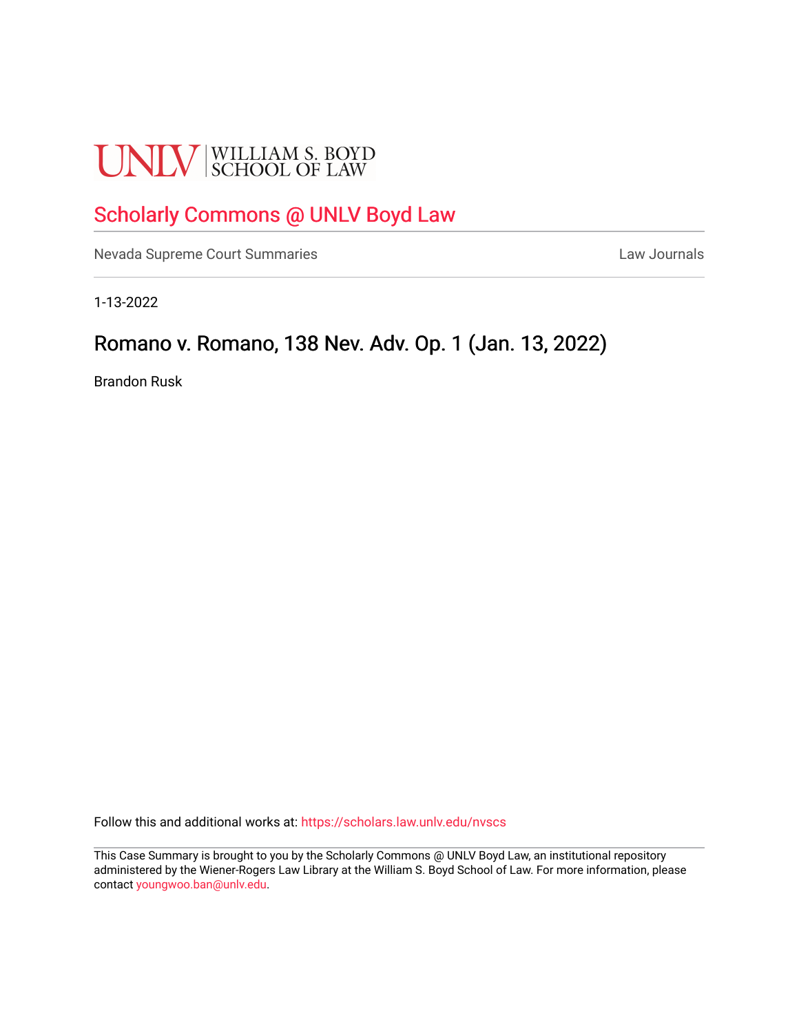UNLV | WILLIAM S. BOYD SCHOOL OF LAW

## Scholarly Commons @ UNLV Boyd Law

Nevada Supreme Court Summaries | Law Journals

1-13-2022

# Romano v. Romano, 138 Nev. Adv. Op. 1 (Jan. 13, 2022)

Brandon Rusk

Follow this and additional works at: https://scholars.law.unlv.edu/nvscs

This Case Summary is brought to you by the Scholarly Commons @ UNLV Boyd Law, an institutional repository administered by the Wiener-Rogers Law Library at the William S. Boyd School of Law. For more information, please contact youngwoo.ban@unlv.edu.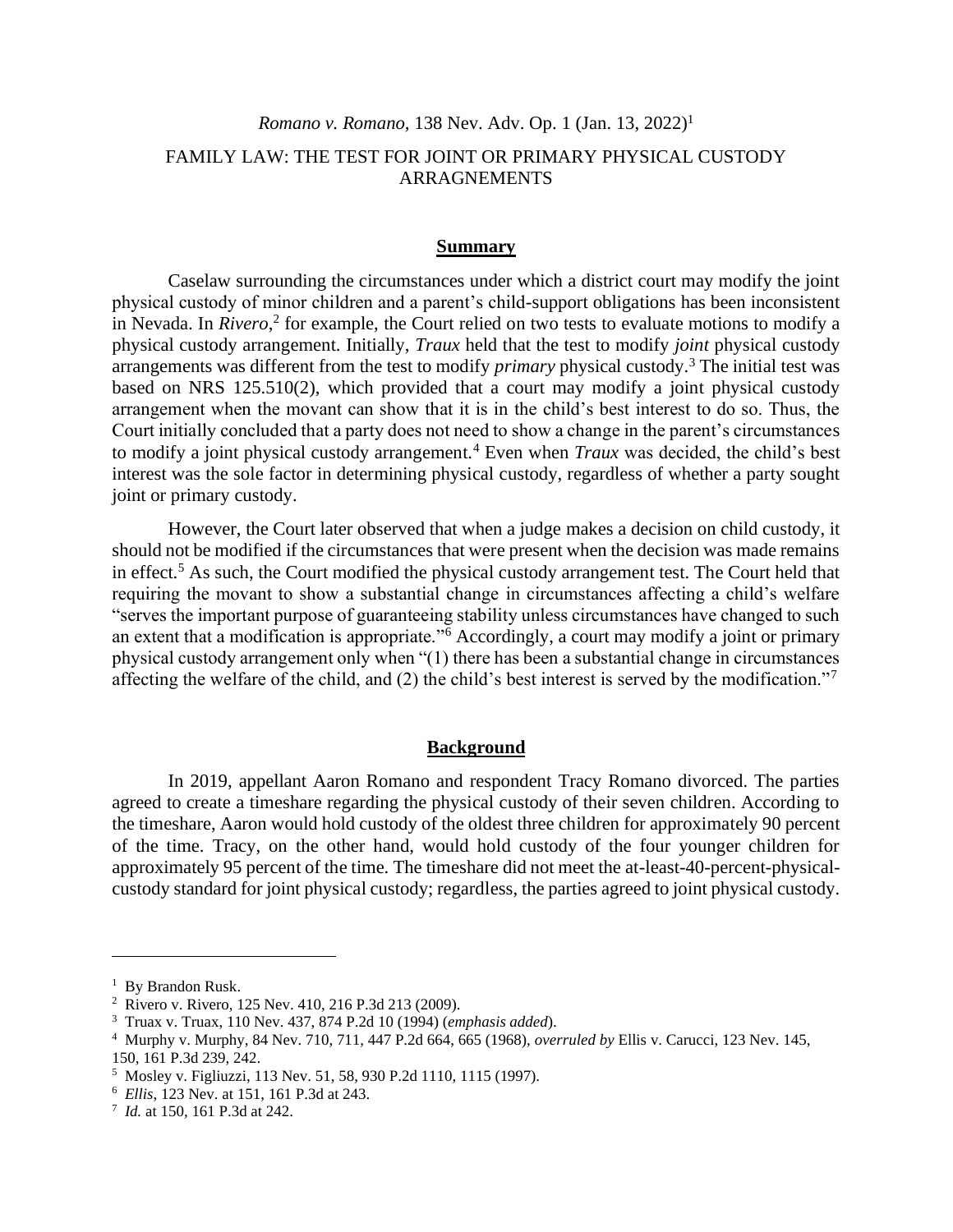*Romano v. Romano*, 138 Nev. Adv. Op. 1 (Jan. 13, 2022)[1]

FAMILY LAW: THE TEST FOR JOINT OR PRIMARY PHYSICAL CUSTODY ARRAGNEMENTS

## **Summary**

Caselaw surrounding the circumstances under which a district court may modify the joint physical custody of minor children and a parent's child-support obligations has been inconsistent in Nevada. In *Rivero*,[2] for example, the Court relied on two tests to evaluate motions to modify a physical custody arrangement. Initially, *Traux* held that the test to modify *joint* physical custody arrangements was different from the test to modify *primary* physical custody.[3] The initial test was based on NRS 125.510(2), which provided that a court may modify a joint physical custody arrangement when the movant can show that it is in the child's best interest to do so. Thus, the Court initially concluded that a party does not need to show a change in the parent's circumstances to modify a joint physical custody arrangement.[4] Even when *Traux* was decided, the child's best interest was the sole factor in determining physical custody, regardless of whether a party sought joint or primary custody.

However, the Court later observed that when a judge makes a decision on child custody, it should not be modified if the circumstances that were present when the decision was made remains in effect.[5] As such, the Court modified the physical custody arrangement test. The Court held that requiring the movant to show a substantial change in circumstances affecting a child's welfare "serves the important purpose of guaranteeing stability unless circumstances have changed to such an extent that a modification is appropriate."[6] Accordingly, a court may modify a joint or primary physical custody arrangement only when "(1) there has been a substantial change in circumstances affecting the welfare of the child, and (2) the child's best interest is served by the modification."[7]

## **Background**

In 2019, appellant Aaron Romano and respondent Tracy Romano divorced. The parties agreed to create a timeshare regarding the physical custody of their seven children. According to the timeshare, Aaron would hold custody of the oldest three children for approximately 90 percent of the time. Tracy, on the other hand, would hold custody of the four younger children for approximately 95 percent of the time. The timeshare did not meet the at-least-40-percent-physical-custody standard for joint physical custody; regardless, the parties agreed to joint physical custody.

---

[1] By Brandon Rusk.

[2] Rivero v. Rivero, 125 Nev. 410, 216 P.3d 213 (2009).

[3] Truax v. Truax, 110 Nev. 437, 874 P.2d 10 (1994) (*emphasis added*).

[4] Murphy v. Murphy, 84 Nev. 710, 711, 447 P.2d 664, 665 (1968), *overruled by* Ellis v. Carucci, 123 Nev. 145, 150, 161 P.3d 239, 242.

[5] Mosley v. Figliuzzi, 113 Nev. 51, 58, 930 P.2d 1110, 1115 (1997).

[6] *Ellis*, 123 Nev. at 151, 161 P.3d at 243.

[7] *Id.* at 150, 161 P.3d at 242.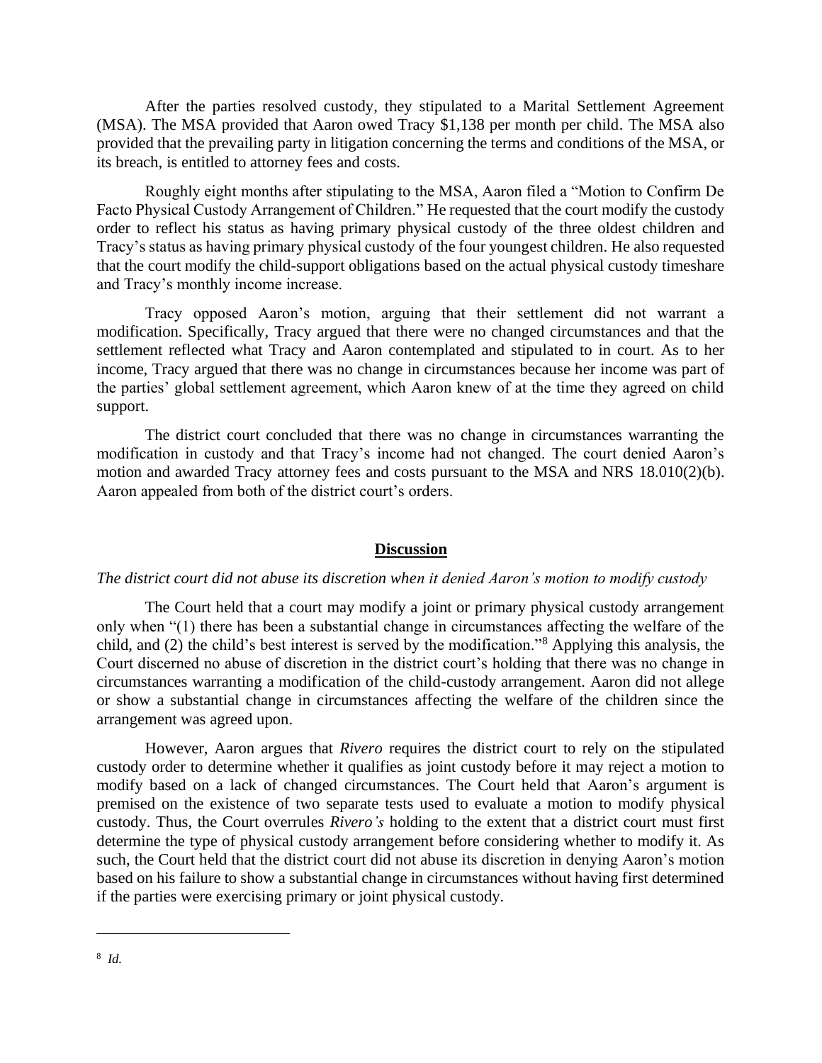After the parties resolved custody, they stipulated to a Marital Settlement Agreement (MSA). The MSA provided that Aaron owed Tracy $1,138 per month per child. The MSA also provided that the prevailing party in litigation concerning the terms and conditions of the MSA, or its breach, is entitled to attorney fees and costs.

Roughly eight months after stipulating to the MSA, Aaron filed a "Motion to Confirm De Facto Physical Custody Arrangement of Children." He requested that the court modify the custody order to reflect his status as having primary physical custody of the three oldest children and Tracy's status as having primary physical custody of the four youngest children. He also requested that the court modify the child-support obligations based on the actual physical custody timeshare and Tracy's monthly income increase.

Tracy opposed Aaron's motion, arguing that their settlement did not warrant a modification. Specifically, Tracy argued that there were no changed circumstances and that the settlement reflected what Tracy and Aaron contemplated and stipulated to in court. As to her income, Tracy argued that there was no change in circumstances because her income was part of the parties' global settlement agreement, which Aaron knew of at the time they agreed on child support.

The district court concluded that there was no change in circumstances warranting the modification in custody and that Tracy's income had not changed. The court denied Aaron's motion and awarded Tracy attorney fees and costs pursuant to the MSA and NRS 18.010(2)(b). Aaron appealed from both of the district court's orders.

## **Discussion**

*The district court did not abuse its discretion when it denied Aaron's motion to modify custody*

The Court held that a court may modify a joint or primary physical custody arrangement only when "(1) there has been a substantial change in circumstances affecting the welfare of the child, and (2) the child's best interest is served by the modification."[8] Applying this analysis, the Court discerned no abuse of discretion in the district court's holding that there was no change in circumstances warranting a modification of the child-custody arrangement. Aaron did not allege or show a substantial change in circumstances affecting the welfare of the children since the arrangement was agreed upon.

However, Aaron argues that *Rivero* requires the district court to rely on the stipulated custody order to determine whether it qualifies as joint custody before it may reject a motion to modify based on a lack of changed circumstances. The Court held that Aaron's argument is premised on the existence of two separate tests used to evaluate a motion to modify physical custody. Thus, the Court overrules *Rivero's* holding to the extent that a district court must first determine the type of physical custody arrangement before considering whether to modify it. As such, the Court held that the district court did not abuse its discretion in denying Aaron's motion based on his failure to show a substantial change in circumstances without having first determined if the parties were exercising primary or joint physical custody.

---

[8] *Id.*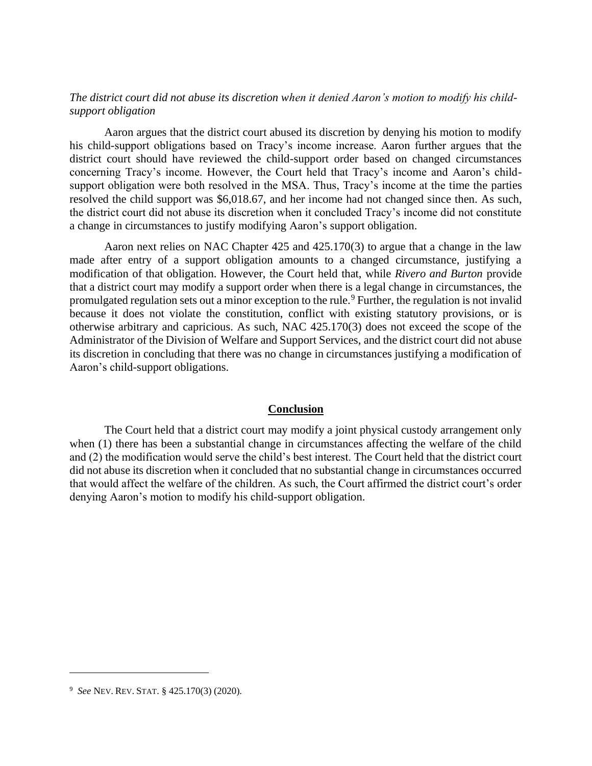*The district court did not abuse its discretion when it denied Aaron's motion to modify his child-support obligation*

Aaron argues that the district court abused its discretion by denying his motion to modify his child-support obligations based on Tracy's income increase. Aaron further argues that the district court should have reviewed the child-support order based on changed circumstances concerning Tracy's income. However, the Court held that Tracy's income and Aaron's child-support obligation were both resolved in the MSA. Thus, Tracy's income at the time the parties resolved the child support was $6,018.67, and her income had not changed since then. As such, the district court did not abuse its discretion when it concluded Tracy's income did not constitute a change in circumstances to justify modifying Aaron's support obligation.

Aaron next relies on NAC Chapter 425 and 425.170(3) to argue that a change in the law made after entry of a support obligation amounts to a changed circumstance, justifying a modification of that obligation. However, the Court held that, while *Rivero and Burton* provide that a district court may modify a support order when there is a legal change in circumstances, the promulgated regulation sets out a minor exception to the rule.[9] Further, the regulation is not invalid because it does not violate the constitution, conflict with existing statutory provisions, or is otherwise arbitrary and capricious. As such, NAC 425.170(3) does not exceed the scope of the Administrator of the Division of Welfare and Support Services, and the district court did not abuse its discretion in concluding that there was no change in circumstances justifying a modification of Aaron's child-support obligations.

## **Conclusion**

The Court held that a district court may modify a joint physical custody arrangement only when (1) there has been a substantial change in circumstances affecting the welfare of the child and (2) the modification would serve the child's best interest. The Court held that the district court did not abuse its discretion when it concluded that no substantial change in circumstances occurred that would affect the welfare of the children. As such, the Court affirmed the district court's order denying Aaron's motion to modify his child-support obligation.

---

[9] *See* NEV. REV. STAT. § 425.170(3) (2020).